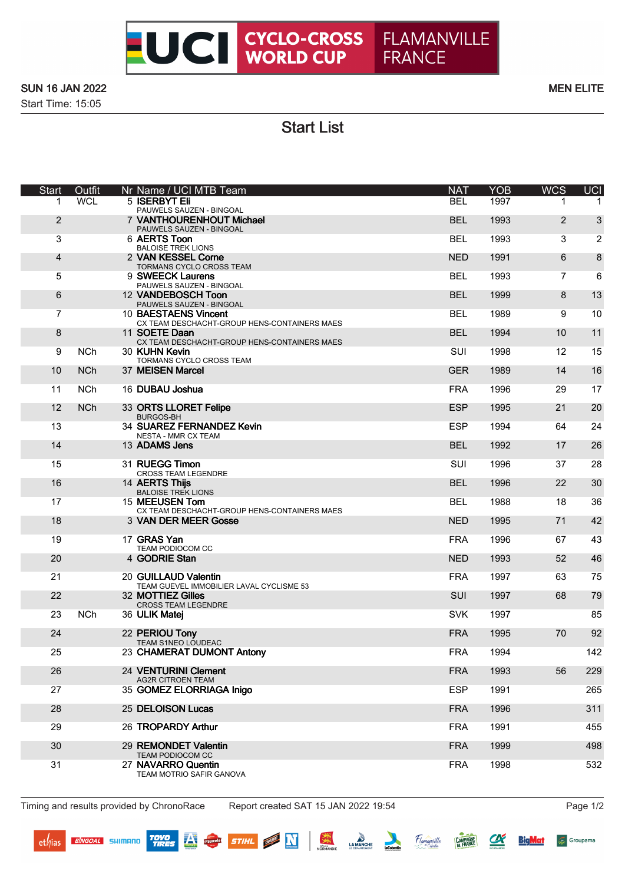# UCI CYCLO-CROSS WORLD CUP FLAMANVILLE FRANCE

**SUN 16 JAN 2022** — **MEN ELITE**

Start Time: 15:05

## Start List

| Start | Outfit | Nr | Name / UCI MTB Team | NAT | YOB | WCS | UCI |
|---|---|---|---|---|---|---|---|
| 1 | WCL | 5 | **ISERBYT Eli** <br> PAUWELS SAUZEN - BINGOAL | BEL | 1997 | 1 | 1 |
| 2 | | 7 | **VANTHOURENHOUT Michael** <br> PAUWELS SAUZEN - BINGOAL | BEL | 1993 | 2 | 3 |
| 3 | | 6 | **AERTS Toon** <br> BALOISE TREK LIONS | BEL | 1993 | 3 | 2 |
| 4 | | 2 | **VAN KESSEL Corne** <br> TORMANS CYCLO CROSS TEAM | NED | 1991 | 6 | 8 |
| 5 | | 9 | **SWEECK Laurens** <br> PAUWELS SAUZEN - BINGOAL | BEL | 1993 | 7 | 6 |
| 6 | | 12 | **VANDEBOSCH Toon** <br> PAUWELS SAUZEN - BINGOAL | BEL | 1999 | 8 | 13 |
| 7 | | 10 | **BAESTAENS Vincent** <br> CX TEAM DESCHACHT-GROUP HENS-CONTAINERS MAES | BEL | 1989 | 9 | 10 |
| 8 | | 11 | **SOETE Daan** <br> CX TEAM DESCHACHT-GROUP HENS-CONTAINERS MAES | BEL | 1994 | 10 | 11 |
| 9 | NCh | 30 | **KUHN Kevin** <br> TORMANS CYCLO CROSS TEAM | SUI | 1998 | 12 | 15 |
| 10 | NCh | 37 | **MEISEN Marcel** | GER | 1989 | 14 | 16 |
| 11 | NCh | 16 | **DUBAU Joshua** | FRA | 1996 | 29 | 17 |
| 12 | NCh | 33 | **ORTS LLORET Felipe** <br> BURGOS-BH | ESP | 1995 | 21 | 20 |
| 13 | | 34 | **SUAREZ FERNANDEZ Kevin** <br> NESTA - MMR CX TEAM | ESP | 1994 | 64 | 24 |
| 14 | | 13 | **ADAMS Jens** | BEL | 1992 | 17 | 26 |
| 15 | | 31 | **RUEGG Timon** <br> CROSS TEAM LEGENDRE | SUI | 1996 | 37 | 28 |
| 16 | | 14 | **AERTS Thijs** <br> BALOISE TREK LIONS | BEL | 1996 | 22 | 30 |
| 17 | | 15 | **MEEUSEN Tom** <br> CX TEAM DESCHACHT-GROUP HENS-CONTAINERS MAES | BEL | 1988 | 18 | 36 |
| 18 | | 3 | **VAN DER MEER Gosse** | NED | 1995 | 71 | 42 |
| 19 | | 17 | **GRAS Yan** <br> TEAM PODIOCOM CC | FRA | 1996 | 67 | 43 |
| 20 | | 4 | **GODRIE Stan** | NED | 1993 | 52 | 46 |
| 21 | | 20 | **GUILLAUD Valentin** <br> TEAM GUEVEL IMMOBILIER LAVAL CYCLISME 53 | FRA | 1997 | 63 | 75 |
| 22 | | 32 | **MOTTIEZ Gilles** <br> CROSS TEAM LEGENDRE | SUI | 1997 | 68 | 79 |
| 23 | NCh | 36 | **ULIK Matej** | SVK | 1997 | | 85 |
| 24 | | 22 | **PERIOU Tony** <br> TEAM S1NEO LOUDEAC | FRA | 1995 | 70 | 92 |
| 25 | | 23 | **CHAMERAT DUMONT Antony** | FRA | 1994 | | 142 |
| 26 | | 24 | **VENTURINI Clement** <br> AG2R CITROEN TEAM | FRA | 1993 | 56 | 229 |
| 27 | | 35 | **GOMEZ ELORRIAGA Inigo** | ESP | 1991 | | 265 |
| 28 | | 25 | **DELOISON Lucas** | FRA | 1996 | | 311 |
| 29 | | 26 | **TROPARDY Arthur** | FRA | 1991 | | 455 |
| 30 | | 29 | **REMONDET Valentin** <br> TEAM PODIOCOM CC | FRA | 1999 | | 498 |
| 31 | | 27 | **NAVARRO Quentin** <br> TEAM MOTRIO SAFIR GANOVA | FRA | 1998 | | 532 |

Timing and results provided by ChronoRace — Report created SAT 15 JAN 2022 19:54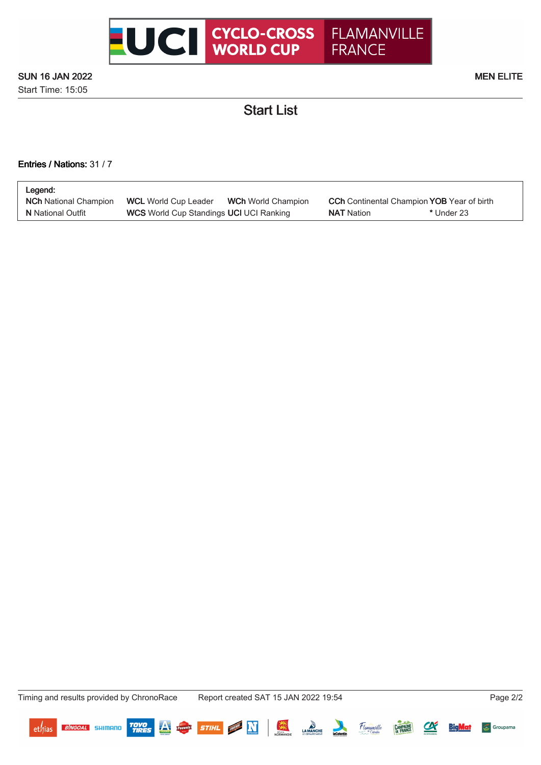SUN 16 JAN 2022

Start Time: 15:05

MEN ELITE

# Start List

**Entries / Nations:** 31 / 7

| | | | | |
|---|---|---|---|---|
| **Legend:** | | | | |
| **NCh** National Champion | **WCL** World Cup Leader | **WCh** World Champion | **CCh** Continental Champion | **YOB** Year of birth |
| **N** National Outfit | **WCS** World Cup Standings | **UCI** UCI Ranking | **NAT** Nation | * Under 23 |

Timing and results provided by ChronoRace    Report created SAT 15 JAN 2022 19:54